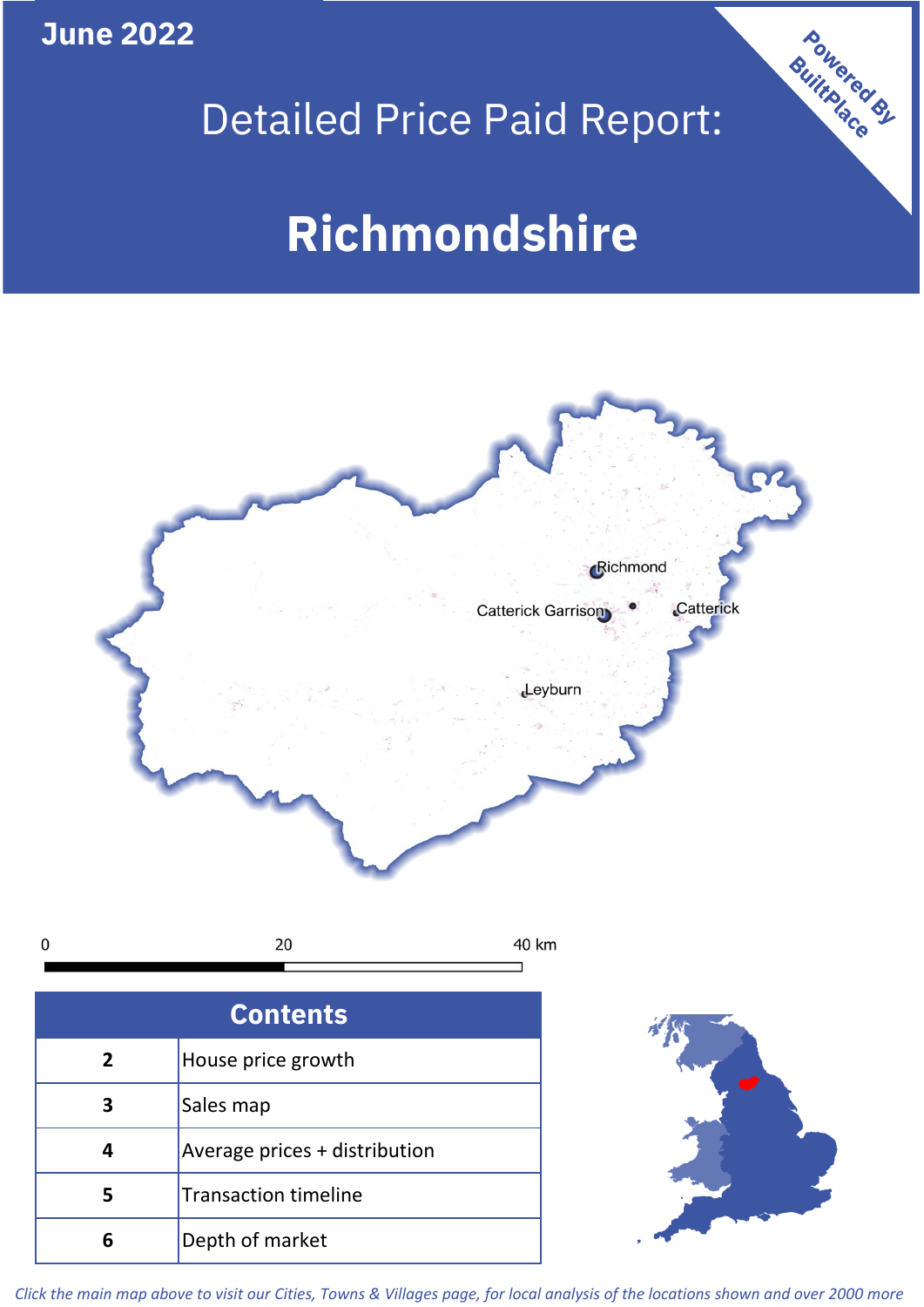June 2022

# Detailed Price Paid Report:

# Richmondshire

Powered By BuiltPlace

Richmond

Catterick Garrison

Catterick

Leyburn

0 20 40 km

| Contents | |
|---|---|
| 2 | House price growth |
| 3 | Sales map |
| 4 | Average prices + distribution |
| 5 | Transaction timeline |
| 6 | Depth of market |

*Click the main map above to visit our Cities, Towns & Villages page, for local analysis of the locations shown and over 2000 more*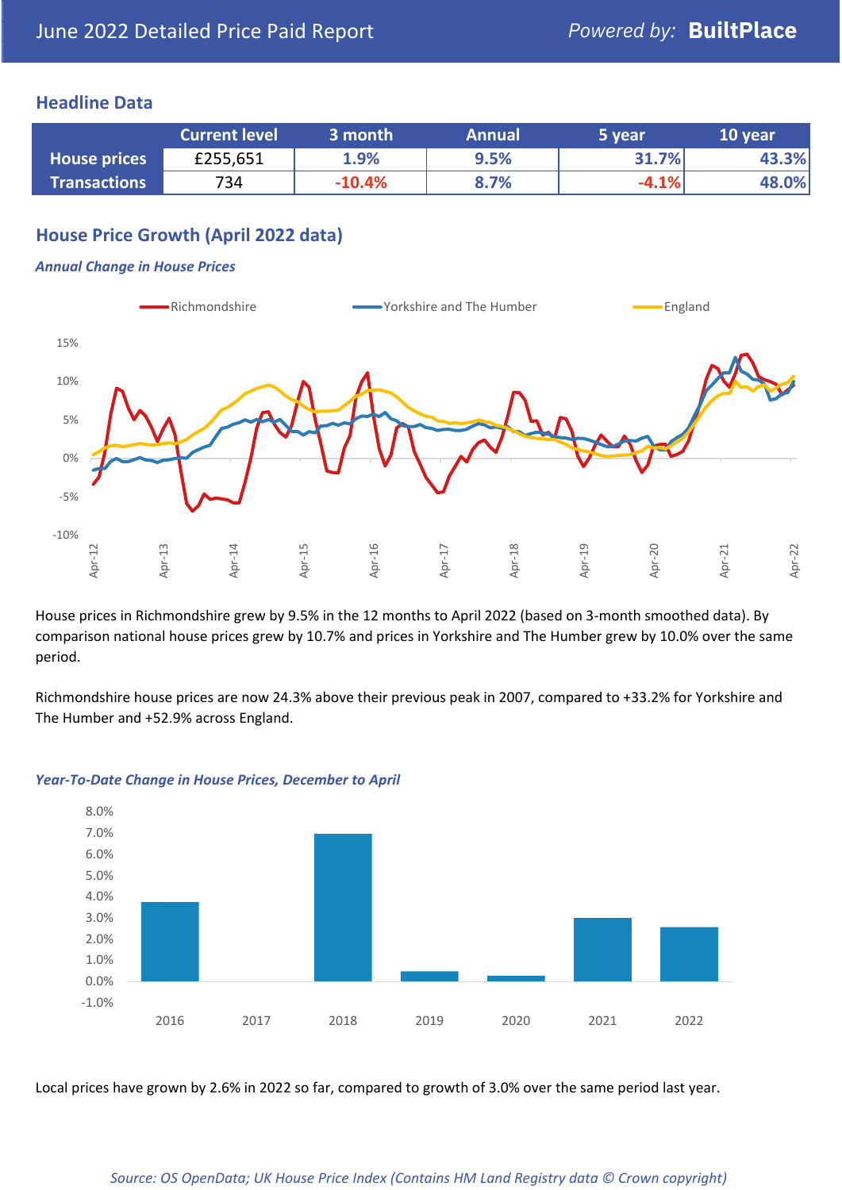# June 2022 Detailed Price Paid Report

Powered by: **BuiltPlace**

## Headline Data

| | Current level | 3 month | Annual | 5 year | 10 year |
|---|---|---|---|---|---|
| **House prices** | £255,651 | 1.9% | 9.5% | 31.7% | 43.3% |
| **Transactions** | 734 | -10.4% | 8.7% | -4.1% | 48.0% |

## House Price Growth (April 2022 data)

### *Annual Change in House Prices*

House prices in Richmondshire grew by 9.5% in the 12 months to April 2022 (based on 3-month smoothed data). By comparison national house prices grew by 10.7% and prices in Yorkshire and The Humber grew by 10.0% over the same period.

Richmondshire house prices are now 24.3% above their previous peak in 2007, compared to +33.2% for Yorkshire and The Humber and +52.9% across England.

### *Year-To-Date Change in House Prices, December to April*

Local prices have grown by 2.6% in 2022 so far, compared to growth of 3.0% over the same period last year.

*Source: OS OpenData; UK House Price Index (Contains HM Land Registry data © Crown copyright)*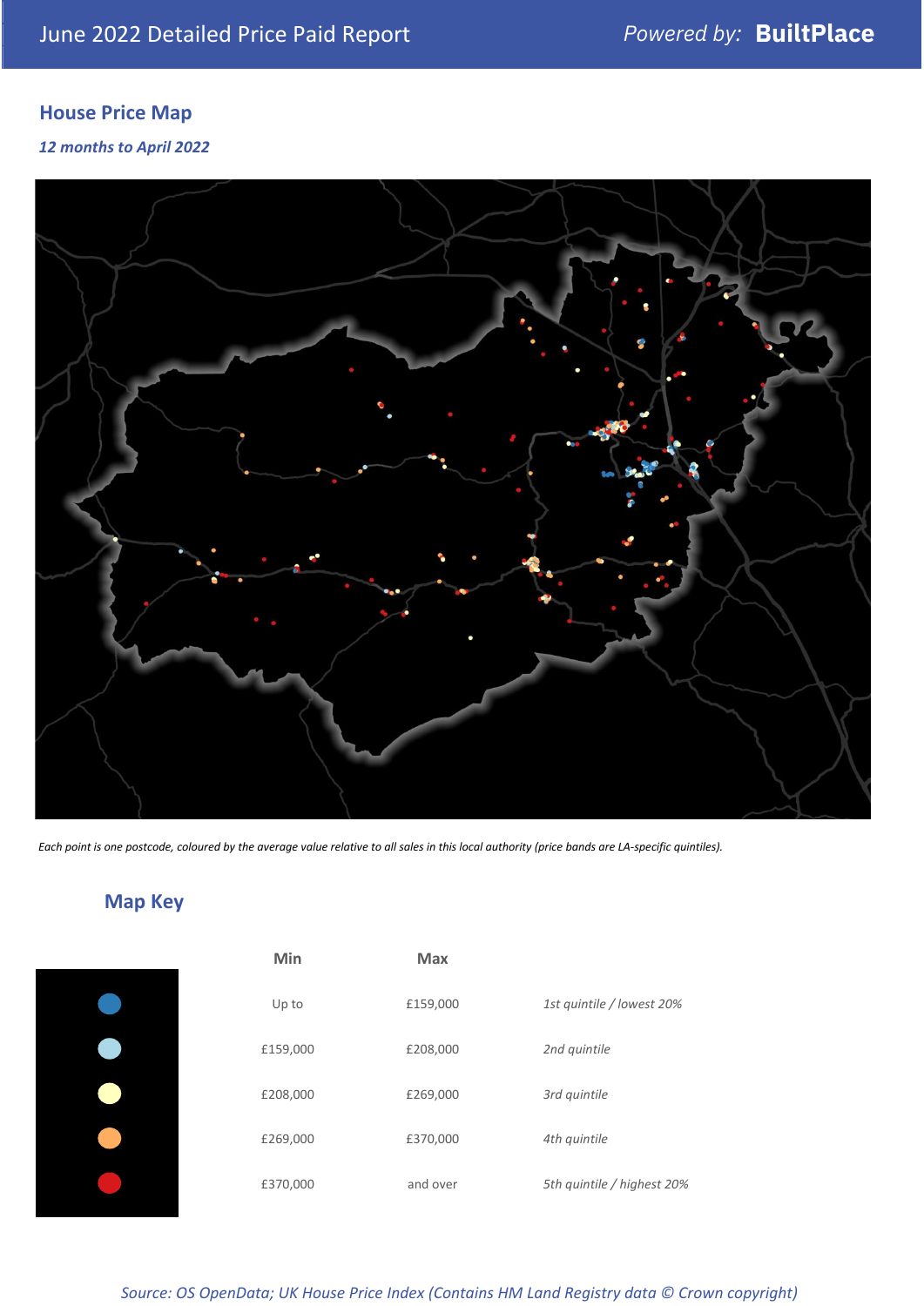June 2022 Detailed Price Paid Report

*Powered by:* **BuiltPlace**

## House Price Map

***12 months to April 2022***

*Each point is one postcode, coloured by the average value relative to all sales in this local authority (price bands are LA-specific quintiles).*

## Map Key

| | Min | Max | |
|---|---|---|---|
| | Up to | £159,000 | *1st quintile / lowest 20%* |
| | £159,000 | £208,000 | *2nd quintile* |
| | £208,000 | £269,000 | *3rd quintile* |
| | £269,000 | £370,000 | *4th quintile* |
| | £370,000 | and over | *5th quintile / highest 20%* |

*Source: OS OpenData; UK House Price Index (Contains HM Land Registry data © Crown copyright)*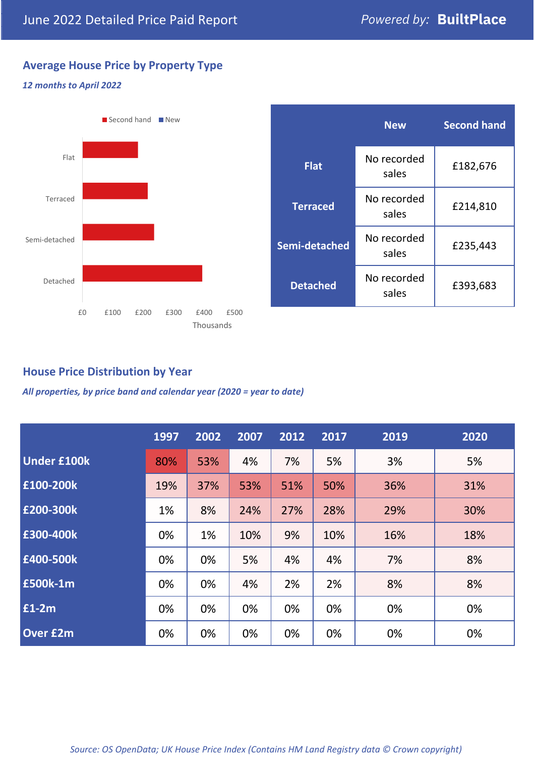# June 2022 Detailed Price Paid Report

Powered by: **BuiltPlace**

## Average House Price by Property Type

*12 months to April 2022*

| | New | Second hand |
|---|---|---|
| **Flat** | No recorded sales | £182,676 |
| **Terraced** | No recorded sales | £214,810 |
| **Semi-detached** | No recorded sales | £235,443 |
| **Detached** | No recorded sales | £393,683 |

## House Price Distribution by Year

*All properties, by price band and calendar year (2020 = year to date)*

| | 1997 | 2002 | 2007 | 2012 | 2017 | 2019 | 2020 |
|---|---|---|---|---|---|---|---|
| **Under £100k** | 80% | 53% | 4% | 7% | 5% | 3% | 5% |
| **£100-200k** | 19% | 37% | 53% | 51% | 50% | 36% | 31% |
| **£200-300k** | 1% | 8% | 24% | 27% | 28% | 29% | 30% |
| **£300-400k** | 0% | 1% | 10% | 9% | 10% | 16% | 18% |
| **£400-500k** | 0% | 0% | 5% | 4% | 4% | 7% | 8% |
| **£500k-1m** | 0% | 0% | 4% | 2% | 2% | 8% | 8% |
| **£1-2m** | 0% | 0% | 0% | 0% | 0% | 0% | 0% |
| **Over £2m** | 0% | 0% | 0% | 0% | 0% | 0% | 0% |

*Source: OS OpenData; UK House Price Index (Contains HM Land Registry data © Crown copyright)*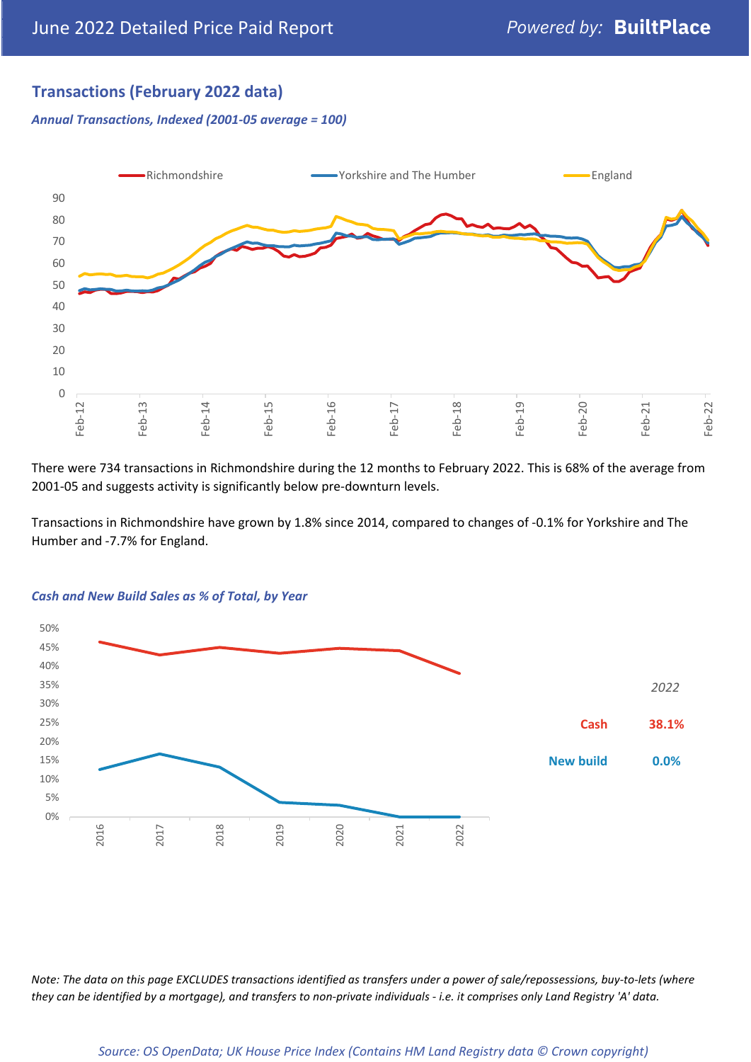## Transactions (February 2022 data)

*Annual Transactions, Indexed (2001-05 average = 100)*

There were 734 transactions in Richmondshire during the 12 months to February 2022. This is 68% of the average from 2001-05 and suggests activity is significantly below pre-downturn levels.

Transactions in Richmondshire have grown by 1.8% since 2014, compared to changes of -0.1% for Yorkshire and The Humber and -7.7% for England.

*Cash and New Build Sales as % of Total, by Year*

| 2022 | |
|---|---|
| Cash | 38.1% |
| New build | 0.0% |

*Note: The data on this page EXCLUDES transactions identified as transfers under a power of sale/repossessions, buy-to-lets (where they can be identified by a mortgage), and transfers to non-private individuals - i.e. it comprises only Land Registry 'A' data.*

*Source: OS OpenData; UK House Price Index (Contains HM Land Registry data © Crown copyright)*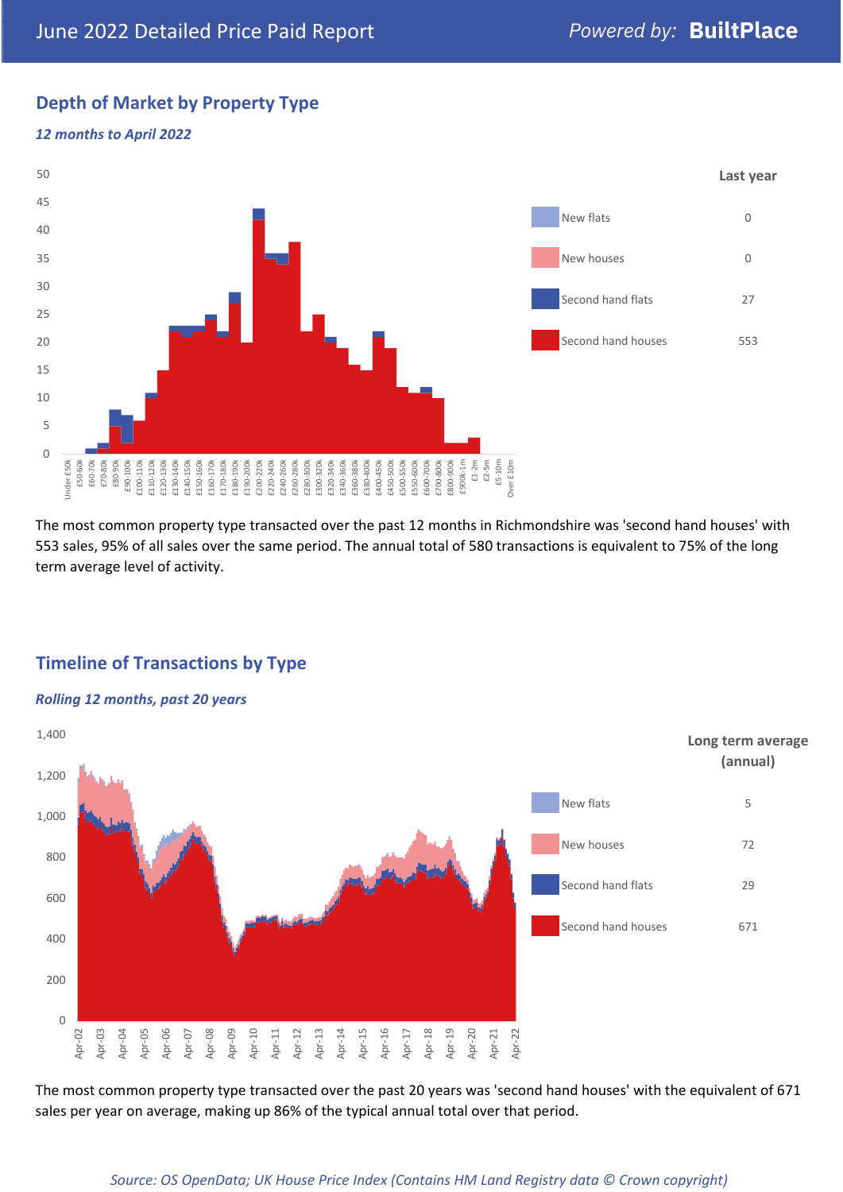# June 2022 Detailed Price Paid Report

*Powered by:* **BuiltPlace**

## Depth of Market by Property Type

***12 months to April 2022***

50
45
40
35
30
25
20
15
10
5
0

Under £50k, £50-60k, £60-70k, £70-80k, £80-90k, £90-100k, £100-110k, £110-120k, £120-130k, £130-140k, £140-150k, £150-160k, £160-170k, £170-180k, £180-190k, £190-200k, £200-220k, £220-240k, £240-260k, £260-280k, £280-300k, £300-320k, £320-340k, £340-360k, £360-380k, £380-400k, £400-450k, £450-500k, £500-550k, £550-600k, £600-700k, £700-800k, £800-900k, £900k-1m, £1-2m, £2-5m, £5-10m, Over £10m

**Last year**

New flats 0
New houses 0
Second hand flats 27
Second hand houses 553

The most common property type transacted over the past 12 months in Richmondshire was 'second hand houses' with 553 sales, 95% of all sales over the same period. The annual total of 580 transactions is equivalent to 75% of the long term average level of activity.

## Timeline of Transactions by Type

***Rolling 12 months, past 20 years***

1,400
1,200
1,000
800
600
400
200
0

Apr-02, Apr-03, Apr-04, Apr-05, Apr-06, Apr-07, Apr-08, Apr-09, Apr-10, Apr-11, Apr-12, Apr-13, Apr-14, Apr-15, Apr-16, Apr-17, Apr-18, Apr-19, Apr-20, Apr-21, Apr-22

**Long term average (annual)**

New flats 5
New houses 72
Second hand flats 29
Second hand houses 671

The most common property type transacted over the past 20 years was 'second hand houses' with the equivalent of 671 sales per year on average, making up 86% of the typical annual total over that period.

*Source: OS OpenData; UK House Price Index (Contains HM Land Registry data © Crown copyright)*